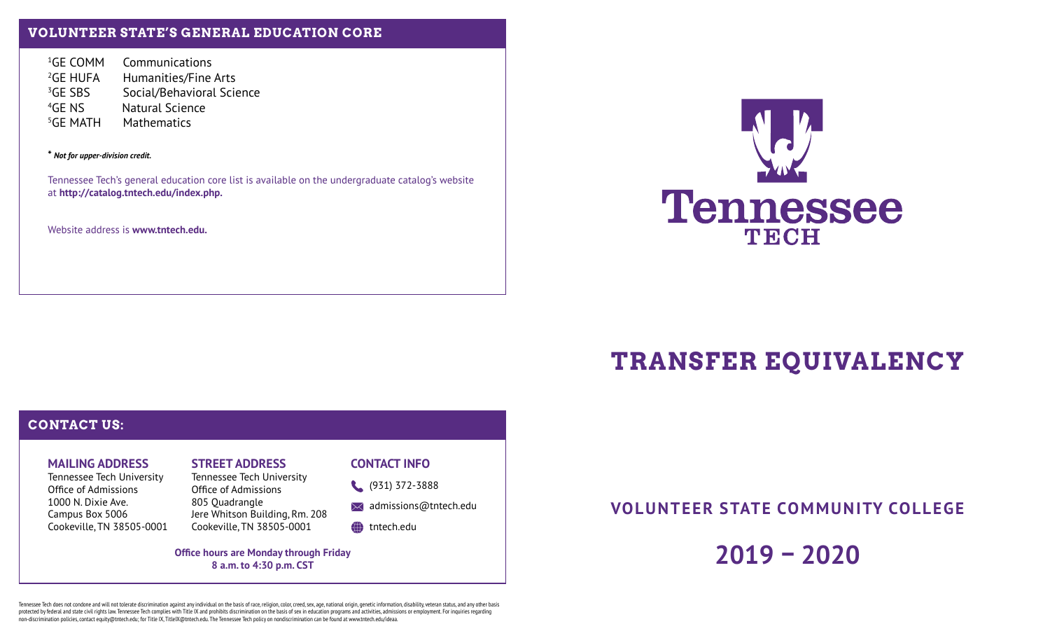## VOLUNTEER STATE'S GENERAL EDUCATION CORE

| | |
|---|---|
| [1]GE COMM | Communications |
| [2]GE HUFA | Humanities/Fine Arts |
| [3]GE SBS | Social/Behavioral Science |
| [4]GE NS | Natural Science |
| [5]GE MATH | Mathematics |

**\*** ***Not for upper-division credit.***

Tennessee Tech's general education core list is available on the undergraduate catalog's website at **http://catalog.tntech.edu/index.php.**

Website address is **www.tntech.edu.**

## CONTACT US:

### MAILING ADDRESS

Tennessee Tech University
Office of Admissions
1000 N. Dixie Ave.
Campus Box 5006
Cookeville, TN 38505-0001

### STREET ADDRESS

Tennessee Tech University
Office of Admissions
805 Quadrangle
Jere Whitson Building, Rm. 208
Cookeville, TN 38505-0001

### CONTACT INFO

(931) 372-3888
admissions@tntech.edu
tntech.edu

**Office hours are Monday through Friday**
**8 a.m. to 4:30 p.m. CST**

Tennessee Tech does not condone and will not tolerate discrimination against any individual on the basis of race, religion, color, creed, sex, age, national origin, genetic information, disability, veteran status, and any other basis protected by federal and state civil rights law. Tennessee Tech complies with Title IX and prohibits discrimination on the basis of sex in education programs and activities, admissions or employment. For inquiries regarding non-discrimination policies, contact equity@tntech.edu; for Title IX, TitleIX@tntech.edu. The Tennessee Tech policy on nondiscrimination can be found at www.tntech.edu/ideaa.

Tennessee TECH

# TRANSFER EQUIVALENCY

## VOLUNTEER STATE COMMUNITY COLLEGE

## 2019 – 2020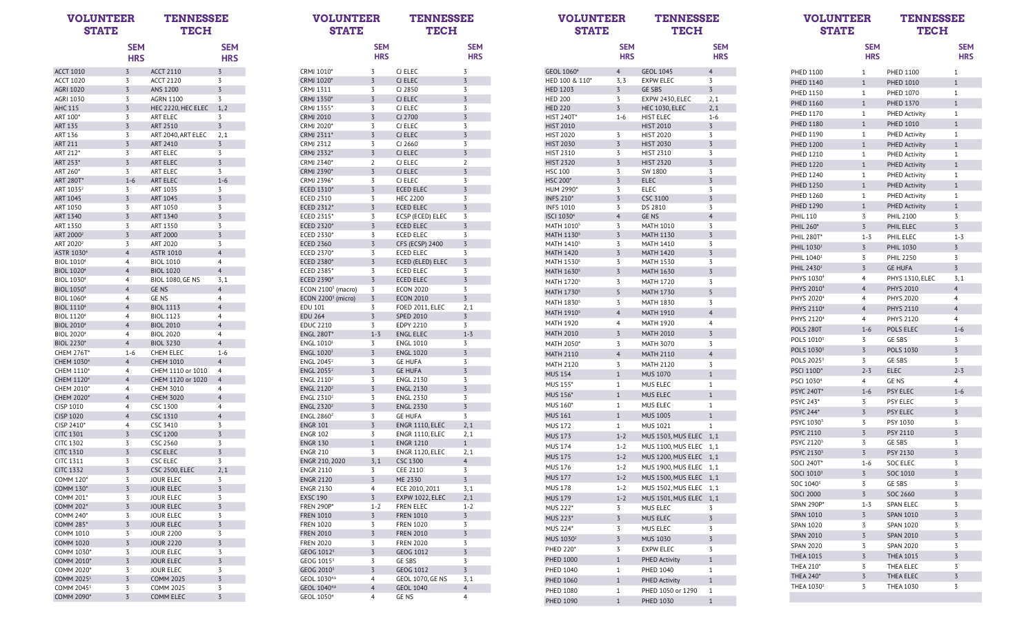| VOLUNTEER STATE | SEM HRS | TENNESSEE TECH | SEM HRS |
|---|---|---|---|
| ACCT 1010 | 3 | ACCT 2110 | 3 |
| ACCT 1020 | 3 | ACCT 2120 | 3 |
| AGRI 1020 | 3 | ANS 1200 | 3 |
| AGRI 1030 | 3 | AGRN 1100 | 3 |
| AHC 115 | 3 | HEC 2220, HEC ELEC | 1, 2 |
| ART 100* | 3 | ART ELEC | 3 |
| ART 135 | 3 | ART 2510 | 3 |
| ART 136 | 3 | ART 2040, ART ELEC | 2, 1 |
| ART 211 | 3 | ART 2410 | 3 |
| ART 212* | 3 | ART ELEC | 3 |
| ART 253* | 3 | ART ELEC | 3 |
| ART 260* | 3 | ART ELEC | 3 |
| ART 280T* | 1-6 | ART ELEC | 1-6 |
| ART 1035[2] | 3 | ART 1035 | 3 |
| ART 1045 | 3 | ART 1045 | 3 |
| ART 1050 | 3 | ART 1050 | 3 |
| ART 1340 | 3 | ART 1340 | 3 |
| ART 1350 | 3 | ART 1350 | 3 |
| ART 2000[2] | 3 | ART 2000 | 3 |
| ART 2020[2] | 3 | ART 2020 | 3 |
| ASTR 1030[4] | 4 | ASTR 1010 | 4 |
| BIOL 1010[4] | 4 | BIOL 1010 | 4 |
| BIOL 1020[4] | 4 | BIOL 1020 | 4 |
| BIOL 1030[4] | 4 | BIOL 1080, GE NS | 3, 1 |
| BIOL 1050[4] | 4 | GE NS | 4 |
| BIOL 1060[4] | 4 | GE NS | 4 |
| BIOL 1110[4] | 4 | BIOL 1113 | 4 |
| BIOL 1120[4] | 4 | BIOL 1123 | 4 |
| BIOL 2010[4] | 4 | BIOL 2010 | 4 |
| BIOL 2020[4] | 4 | BIOL 2020 | 4 |
| BIOL 2230* | 4 | BIOL 3230 | 4 |
| CHEM 276T* | 1-6 | CHEM ELEC | 1-6 |
| CHEM 1030[4] | 4 | CHEM 1010 | 4 |
| CHEM 1110[4] | 4 | CHEM 1110 or 1010 | 4 |
| CHEM 1120[4] | 4 | CHEM 1120 or 1020 | 4 |
| CHEM 2010* | 4 | CHEM 3010 | 4 |
| CHEM 2020* | 4 | CHEM 3020 | 4 |
| CISP 1010 | 4 | CSC 1300 | 4 |
| CISP 1020 | 4 | CSC 1310 | 4 |
| CISP 2410* | 4 | CSC 3410 | 3 |
| CITC 1301 | 3 | CSC 1200 | 3 |
| CITC 1302 | 3 | CSC 2560 | 3 |
| CITC 1310 | 3 | CSC ELEC | 3 |
| CITC 1311 | 3 | CSC ELEC | 3 |
| CITC 1332 | 3 | CSC 2500, ELEC | 2, 1 |
| COMM 120* | 3 | JOUR ELEC | 3 |
| COMM 130* | 3 | JOUR ELEC | 3 |
| COMM 201* | 3 | JOUR ELEC | 3 |
| COMM 202* | 3 | JOUR ELEC | 3 |
| COMM 240* | 3 | JOUR ELEC | 3 |
| COMM 285* | 3 | JOUR ELEC | 3 |
| COMM 1010 | 3 | JOUR 2200 | 3 |
| COMM 1020 | 3 | JOUR 2220 | 3 |
| COMM 1030* | 3 | JOUR ELEC | 3 |
| COMM 2010* | 3 | JOUR ELEC | 3 |
| COMM 2020* | 3 | JOUR ELEC | 3 |
| COMM 2025[1] | 3 | COMM 2025 | 3 |
| COMM 2045[1] | 3 | COMM 2025 | 3 |
| COMM 2090* | 3 | COMM ELEC | 3 |
| CRMJ 1010* | 3 | CJ ELEC | 3 |
| CRMJ 1020* | 3 | CJ ELEC | 3 |
| CRMJ 1311 | 3 | CJ 2850 | 3 |
| CRMJ 1350* | 3 | CJ ELEC | 3 |
| CRMJ 1355* | 3 | CJ ELEC | 3 |
| CRMJ 2010 | 3 | CJ 2700 | 3 |
| CRMJ 2020* | 3 | CJ ELEC | 3 |
| CRMJ 2311* | 3 | CJ ELEC | 3 |
| CRMJ 2312 | 3 | CJ 2660 | 3 |
| CRMJ 2332* | 3 | CJ ELEC | 3 |
| CRMJ 2340* | 2 | CJ ELEC | 2 |
| CRMJ 2390* | 3 | CJ ELEC | 3 |
| CRMJ 2396* | 3 | CJ ELEC | 3 |
| ECED 1310* | 3 | ECED ELEC | 3 |
| ECED 2310 | 3 | HEC 2200 | 3 |
| ECED 2312* | 3 | ECED ELEC | 3 |
| ECED 2315* | 3 | ECSP (ECED) ELEC | 3 |
| ECED 2320* | 3 | ECED ELEC | 3 |
| ECED 2330* | 3 | ECED ELEC | 3 |
| ECED 2360 | 3 | CFS (ECSP) 2400 | 3 |
| ECED 2370* | 3 | ECED ELEC | 3 |
| ECED 2380* | 3 | ECED (ELED) ELEC | 3 |
| ECED 2385* | 3 | ECED ELEC | 3 |
| ECED 2390* | 3 | ECED ELEC | 3 |
| ECON 2100[5] (macro) | 3 | ECON 2020 | 3 |
| ECON 2200[5] (micro) | 3 | ECON 2010 | 3 |
| EDU 101 | 3 | FOED 2011, ELEC | 2, 1 |
| EDU 264 | 3 | SPED 2010 | 3 |
| EDUC 2210 | 3 | EDPY 2210 | 3 |
| ENGL 280T* | 1-3 | ENGL ELEC | 1-3 |
| ENGL 1010[1] | 3 | ENGL 1010 | 3 |
| ENGL 1020[1] | 3 | ENGL 1020 | 3 |
| ENGL 2045[2] | 3 | GE HUFA | 3 |
| ENGL 2055[2] | 3 | GE HUFA | 3 |
| ENGL 2110[2] | 3 | ENGL 2130 | 3 |
| ENGL 2120[2] | 3 | ENGL 2130 | 3 |
| ENGL 2310[2] | 3 | ENGL 2330 | 3 |
| ENGL 2320[2] | 3 | ENGL 2330 | 3 |
| ENGL 2860[2] | 3 | GE HUFA | 3 |
| ENGR 101 | 3 | ENGR 1110, ELEC | 2, 1 |
| ENGR 102 | 3 | ENGR 1110, ELEC | 2, 1 |
| ENGR 130 | 1 | ENGR 1210 | 1 |
| ENGR 210 | 3 | ENGR 1120, ELEC | 2, 1 |
| ENGR 210, 2020 | 3, 1 | CSC 1300 | 4 |
| ENGR 2110 | 3 | CEE 2110 | 3 |
| ENGR 2120 | 3 | ME 2330 | 3 |
| ENGR 2130 | 4 | ECE 2010, 2011 | 3, 1 |
| EXSC 190 | 3 | EXPW 1022, ELEC | 2, 1 |
| FREN 290P* | 1-2 | FREN ELEC | 1-2 |
| FREN 1010 | 3 | FREN 1010 | 3 |
| FREN 1020 | 3 | FREN 1020 | 3 |
| FREN 2010 | 3 | FREN 2010 | 3 |
| FREN 2020 | 3 | FREN 2020 | 3 |
| GEOG 1012[3] | 3 | GEOG 1012 | 3 |
| GEOG 1015[3] | 3 | GE SBS | 3 |
| GEOG 2010[3] | 3 | GEOG 1012 | 3 |
| GEOL 1030[4,6] | 4 | GEOL 1070, GE NS | 3, 1 |
| GEOL 1040[4,6] | 4 | GEOL 1040 | 4 |
| GEOL 1050[4] | 4 | GE NS | 4 |
| GEOL 1060[4] | 4 | GEOL 1045 | 4 |
| HED 100 & 110* | 3, 3 | EXPW ELEC | 3 |
| HED 1203 | 3 | GE SBS | 3 |
| HED 200 | 3 | EXPW 2430, ELEC | 2, 1 |
| HED 220 | 3 | HEC 1030, ELEC | 2, 1 |
| HIST 240T* | 1-6 | HIST ELEC | 1-6 |
| HIST 2010 | | HIST 2010 | 3 |
| HIST 2020 | 3 | HIST 2020 | 3 |
| HIST 2030 | 3 | HIST 2030 | 3 |
| HIST 2310 | 3 | HIST 2310 | 3 |
| HIST 2320 | 3 | HIST 2320 | 3 |
| HSC 100 | 3 | SW 1800 | 3 |
| HSC 200* | 3 | ELEC | 3 |
| HUM 2990* | 3 | ELEC | 3 |
| INFS 210* | 3 | CSC 3100 | 3 |
| INFS 1010 | 3 | DS 2810 | 3 |
| ISCI 1030[4] | 4 | GE NS | 4 |
| MATH 1010[5] | 3 | MATH 1010 | 3 |
| MATH 1130[5] | 3 | MATH 1130 | 3 |
| MATH 1410[5] | 3 | MATH 1410 | 3 |
| MATH 1420 | 3 | MATH 1420 | 3 |
| MATH 1530[5] | 3 | MATH 1530 | 3 |
| MATH 1630[5] | 3 | MATH 1630 | 3 |
| MATH 1720[5] | 3 | MATH 1720 | 3 |
| MATH 1730[5] | 5 | MATH 1730 | 5 |
| MATH 1830[5] | 3 | MATH 1830 | 3 |
| MATH 1910[5] | 4 | MATH 1910 | 4 |
| MATH 1920 | 4 | MATH 1920 | 4 |
| MATH 2010 | 3 | MATH 2010 | 3 |
| MATH 2050* | 3 | MATH 3070 | 3 |
| MATH 2110 | 4 | MATH 2110 | 4 |
| MATH 2120 | 3 | MATH 2120 | 3 |
| MUS 154 | 1 | MUS 1070 | 1 |
| MUS 155* | 1 | MUS ELEC | 1 |
| MUS 156* | 1 | MUS ELEC | 1 |
| MUS 160* | 1 | MUS ELEC | 1 |
| MUS 161 | 1 | MUS 1005 | 1 |
| MUS 172 | 1 | MUS 1021 | 1 |
| MUS 173 | 1-2 | MUS 1503, MUS ELEC | 1, 1 |
| MUS 174 | 1-2 | MUS 1100, MUS ELEC | 1, 1 |
| MUS 175 | 1-2 | MUS 1200, MUS ELEC | 1, 1 |
| MUS 176 | 1-2 | MUS 1900, MUS ELEC | 1, 1 |
| MUS 177 | 1-2 | MUS 1500, MUS ELEC | 1, 1 |
| MUS 178 | 1-2 | MUS 1502, MUS ELEC | 1, 1 |
| MUS 179 | 1-2 | MUS 1501, MUS ELEC | 1, 1 |
| MUS 222* | 3 | MUS ELEC | 3 |
| MUS 223* | 3 | MUS ELEC | 3 |
| MUS 224* | 3 | MUS ELEC | 3 |
| MUS 1030[2] | 3 | MUS 1030 | 3 |
| PHED 220* | 3 | EXPW ELEC | 3 |
| PHED 1000 | 1 | PHED Activity | 1 |
| PHED 1040 | 1 | PHED 1040 | 1 |
| PHED 1060 | 1 | PHED Activity | 1 |
| PHED 1080 | 1 | PHED 1050 or 1290 | 1 |
| PHED 1090 | 1 | PHED 1030 | 1 |
| PHED 1100 | 1 | PHED 1100 | 1 |
| PHED 1140 | 1 | PHED 1010 | 1 |
| PHED 1150 | 1 | PHED 1070 | 1 |
| PHED 1160 | 1 | PHED 1370 | 1 |
| PHED 1170 | 1 | PHED Activity | 1 |
| PHED 1180 | 1 | PHED 1010 | 1 |
| PHED 1190 | 1 | PHED Activity | 1 |
| PHED 1200 | 1 | PHED Activity | 1 |
| PHED 1210 | 1 | PHED Activity | 1 |
| PHED 1220 | 1 | PHED Activity | 1 |
| PHED 1240 | 1 | PHED Activity | 1 |
| PHED 1250 | 1 | PHED Activity | 1 |
| PHED 1260 | 1 | PHED Activity | 1 |
| PHED 1290 | 1 | PHED Activity | 1 |
| PHIL 110 | 3 | PHIL 2100 | 3 |
| PHIL 260* | 3 | PHIL ELEC | 3 |
| PHIL 280T* | 1-3 | PHIL ELEC | 1-3 |
| PHIL 1030[2] | 3 | PHIL 1030 | 3 |
| PHIL 1040[2] | 3 | PHIL 2250 | 3 |
| PHIL 2430[2] | 3 | GE HUFA | 3 |
| PHYS 1030[4] | 4 | PHYS 1310, ELEC | 3, 1 |
| PHYS 2010[4] | 4 | PHYS 2010 | 4 |
| PHYS 2020[4] | 4 | PHYS 2020 | 4 |
| PHYS 2110[4] | 4 | PHYS 2110 | 4 |
| PHYS 2120[4] | 4 | PHYS 2120 | 4 |
| POLS 280T | 1-6 | POLS ELEC | 1-6 |
| POLS 1010[3] | 3 | GE SBS | 3 |
| POLS 1030[3] | 3 | POLS 1030 | 3 |
| POLS 2025[3] | 3 | GE SBS | 3 |
| PSCI 110D* | 2-3 | ELEC | 2-3 |
| PSCI 1030[4] | 4 | GE NS | 4 |
| PSYC 240T* | 1-6 | PSY ELEC | 1-6 |
| PSYC 243* | 3 | PSY ELEC | 3 |
| PSYC 244* | 3 | PSY ELEC | 3 |
| PSYC 1030[3] | 3 | PSY 1030 | 3 |
| PSYC 2110 | 3 | PSY 2110 | 3 |
| PSYC 2120[3] | 3 | GE SBS | 3 |
| PSYC 2130[3] | 3 | PSY 2130 | 3 |
| SOCI 240T* | 1-6 | SOC ELEC | 3 |
| SOCI 1010[3] | 3 | SOC 1010 | 3 |
| SOC 1040[3] | 3 | GE SBS | 3 |
| SOCI 2000 | 3 | SOC 2660 | 3 |
| SPAN 290P* | 1-3 | SPAN ELEC | 3 |
| SPAN 1010 | 3 | SPAN 1010 | 3 |
| SPAN 1020 | 3 | SPAN 1020 | 3 |
| SPAN 2010 | 3 | SPAN 2010 | 3 |
| SPAN 2020 | 3 | SPAN 2020 | 3 |
| THEA 1015 | 3 | THEA 1015 | 3 |
| THEA 210* | 3 | THEA ELEC | 3 |
| THEA 240* | 3 | THEA ELEC | 3 |
| THEA 1030[2] | 3 | THEA 1030 | 3 |